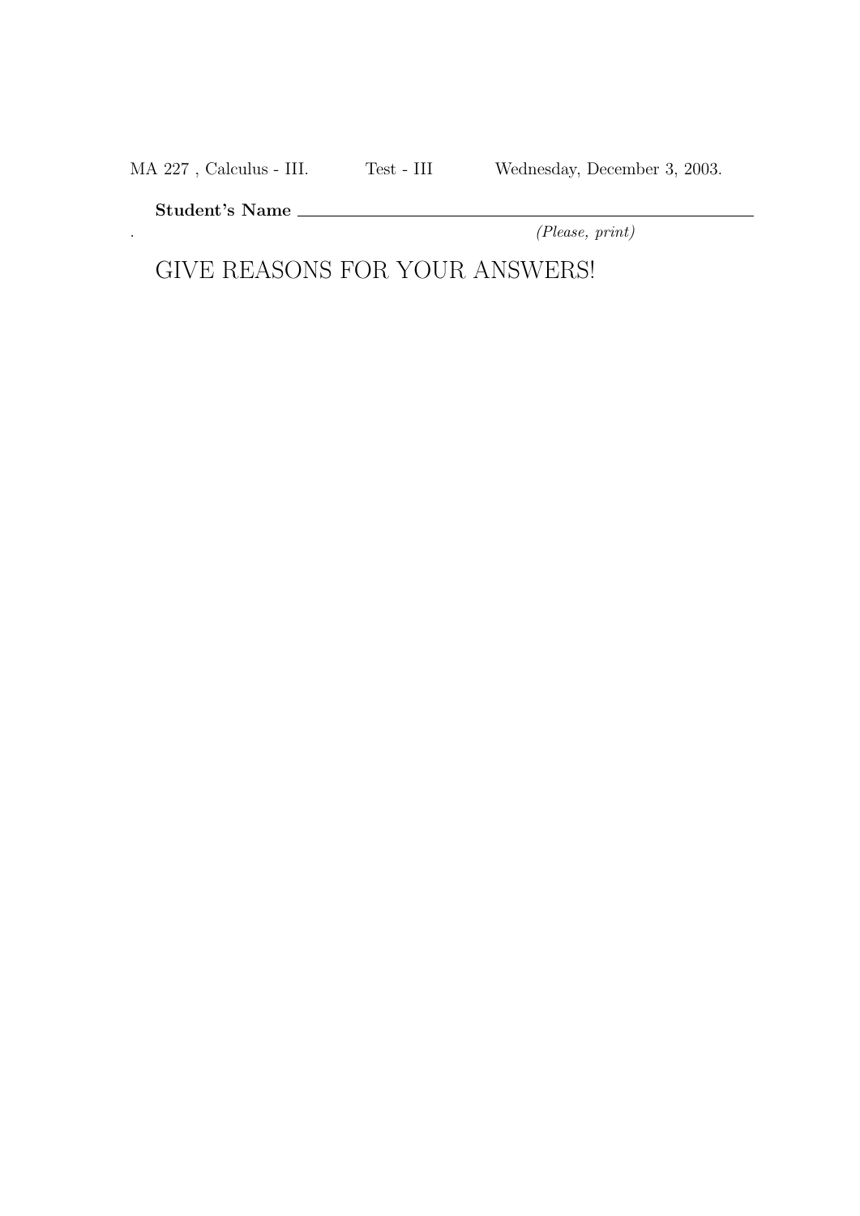MA 227 , Calculus - III. Test - III Wednesday, December 3, 2003.

**Student's Name** ______________________________________________

*(Please, print)*

GIVE REASONS FOR YOUR ANSWERS!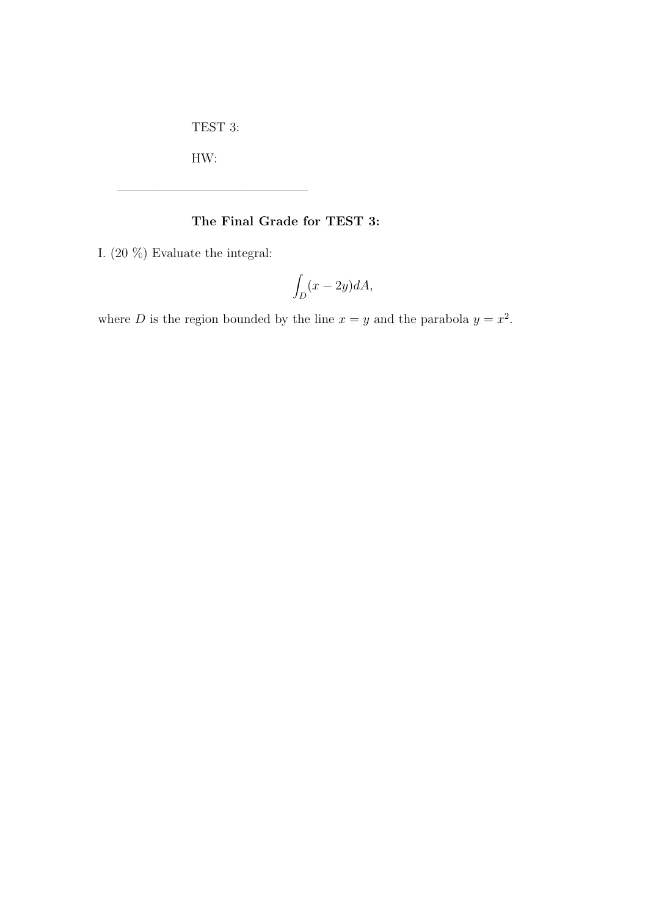TEST 3:

HW:

---

**The Final Grade for TEST 3:**

I. (20 %) Evaluate the integral:

$$\int_D (x - 2y) dA,$$

where $D$ is the region bounded by the line $x = y$ and the parabola $y = x^2$.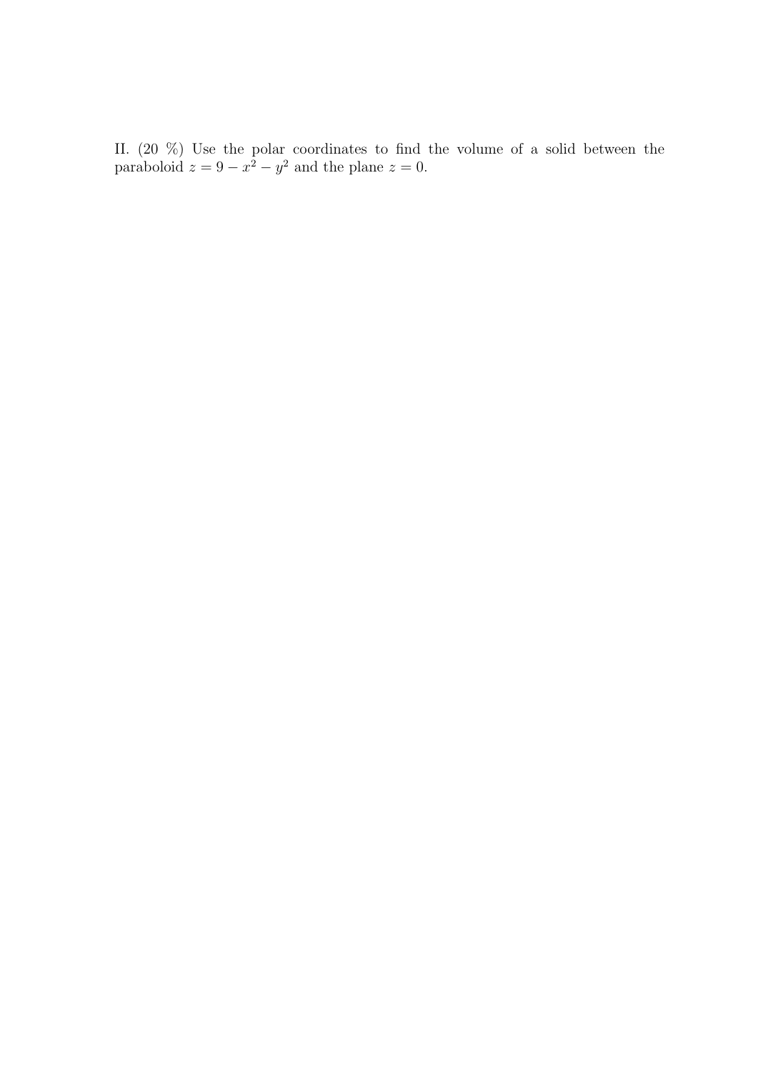II. (20 %) Use the polar coordinates to find the volume of a solid between the paraboloid $z = 9 - x^2 - y^2$ and the plane $z = 0$.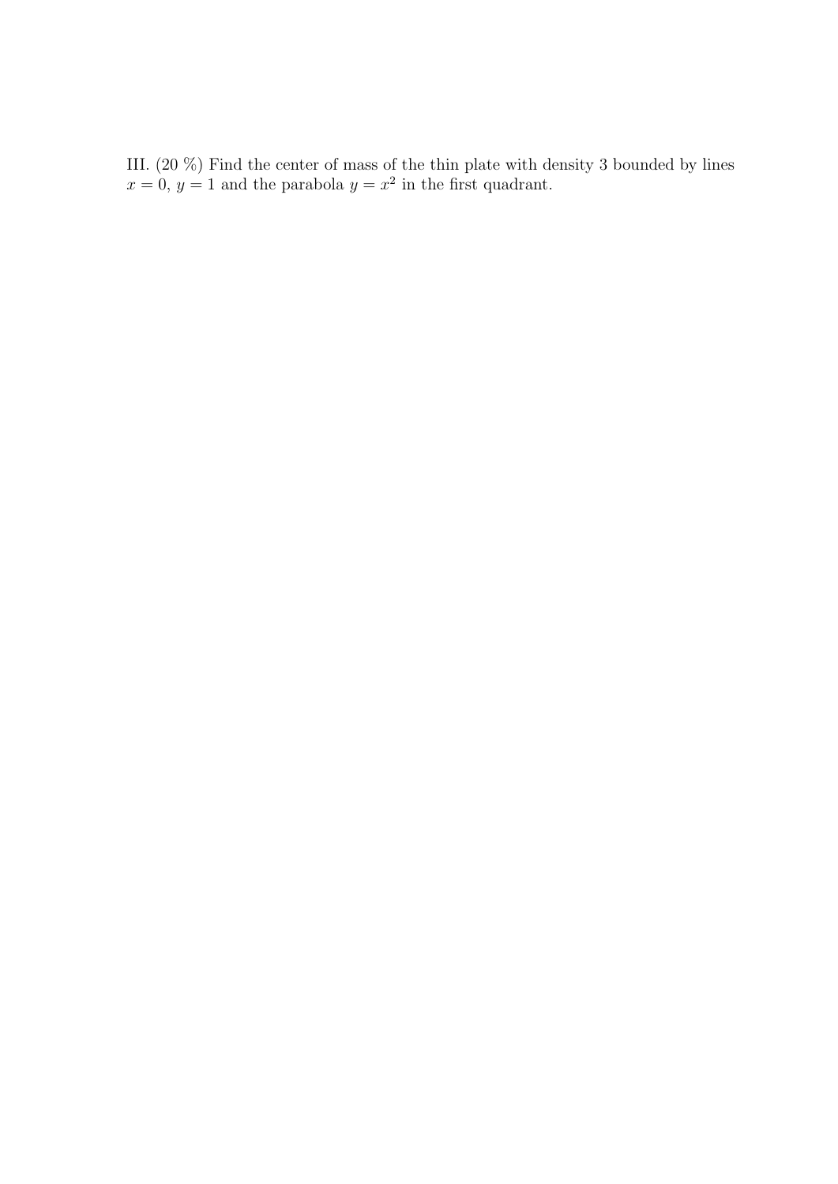III. (20 %) Find the center of mass of the thin plate with density 3 bounded by lines $x = 0$, $y = 1$ and the parabola $y = x^2$ in the first quadrant.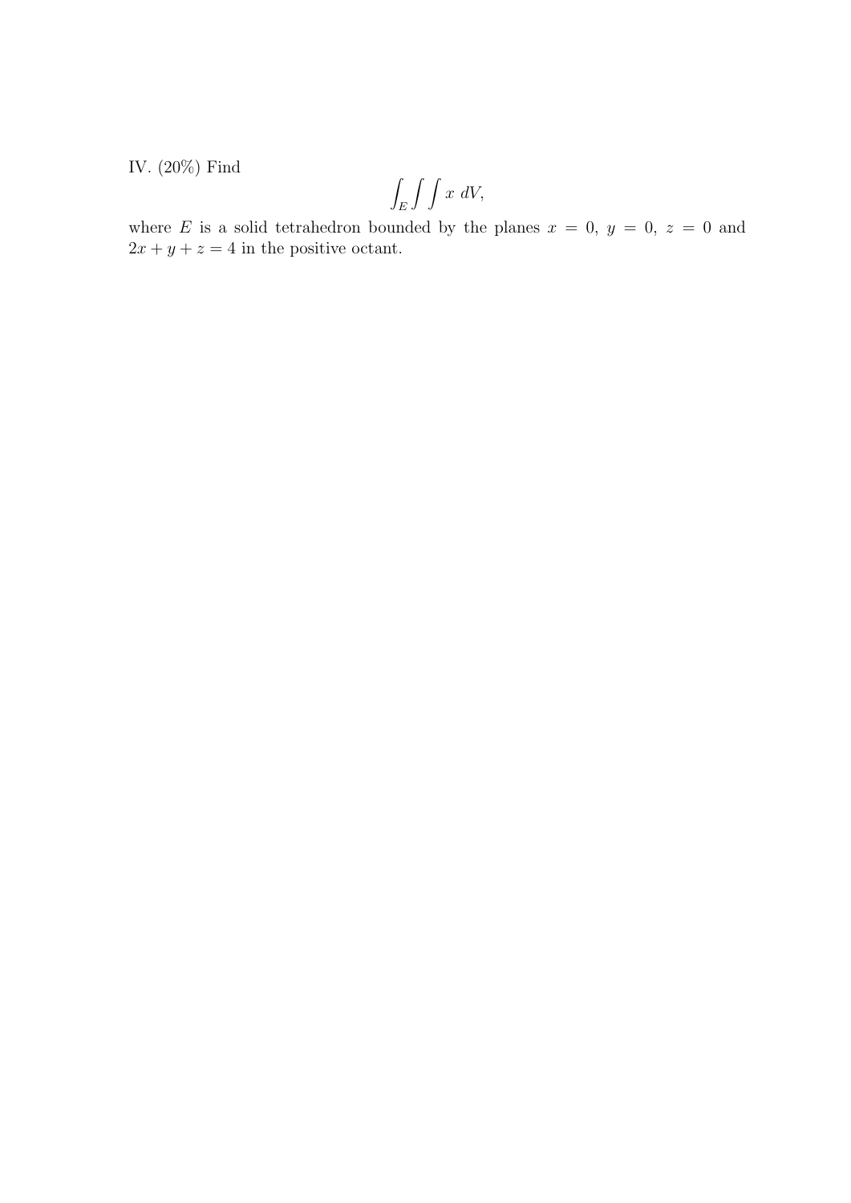IV. (20%) Find

$$\int_E\int\int x \, dV,$$

where $E$ is a solid tetrahedron bounded by the planes $x = 0$, $y = 0$, $z = 0$ and $2x + y + z = 4$ in the positive octant.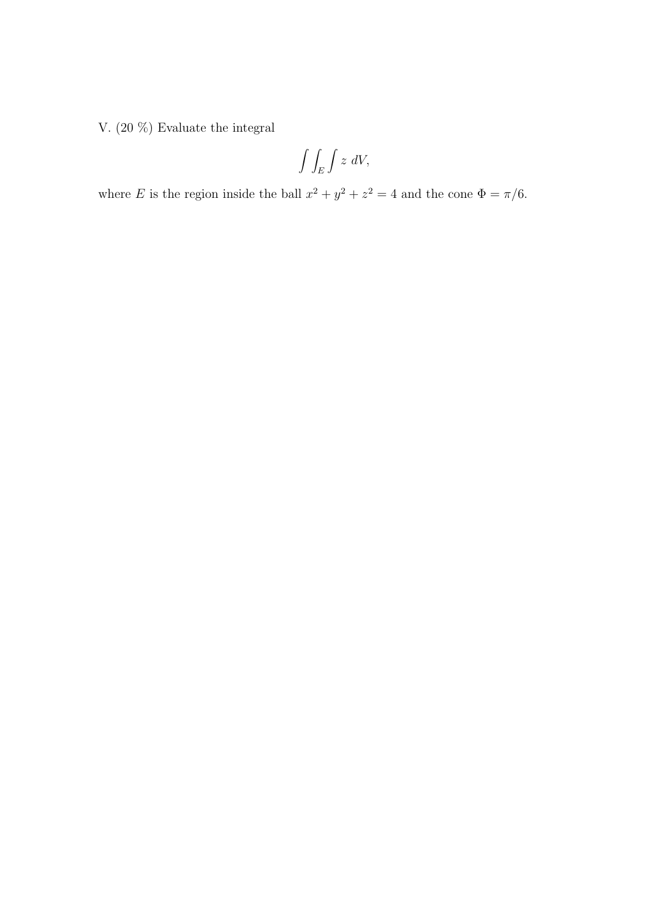V. (20 %) Evaluate the integral

$$\int\int_E\int z \; dV,$$

where $E$ is the region inside the ball $x^2 + y^2 + z^2 = 4$ and the cone $\Phi = \pi/6$.